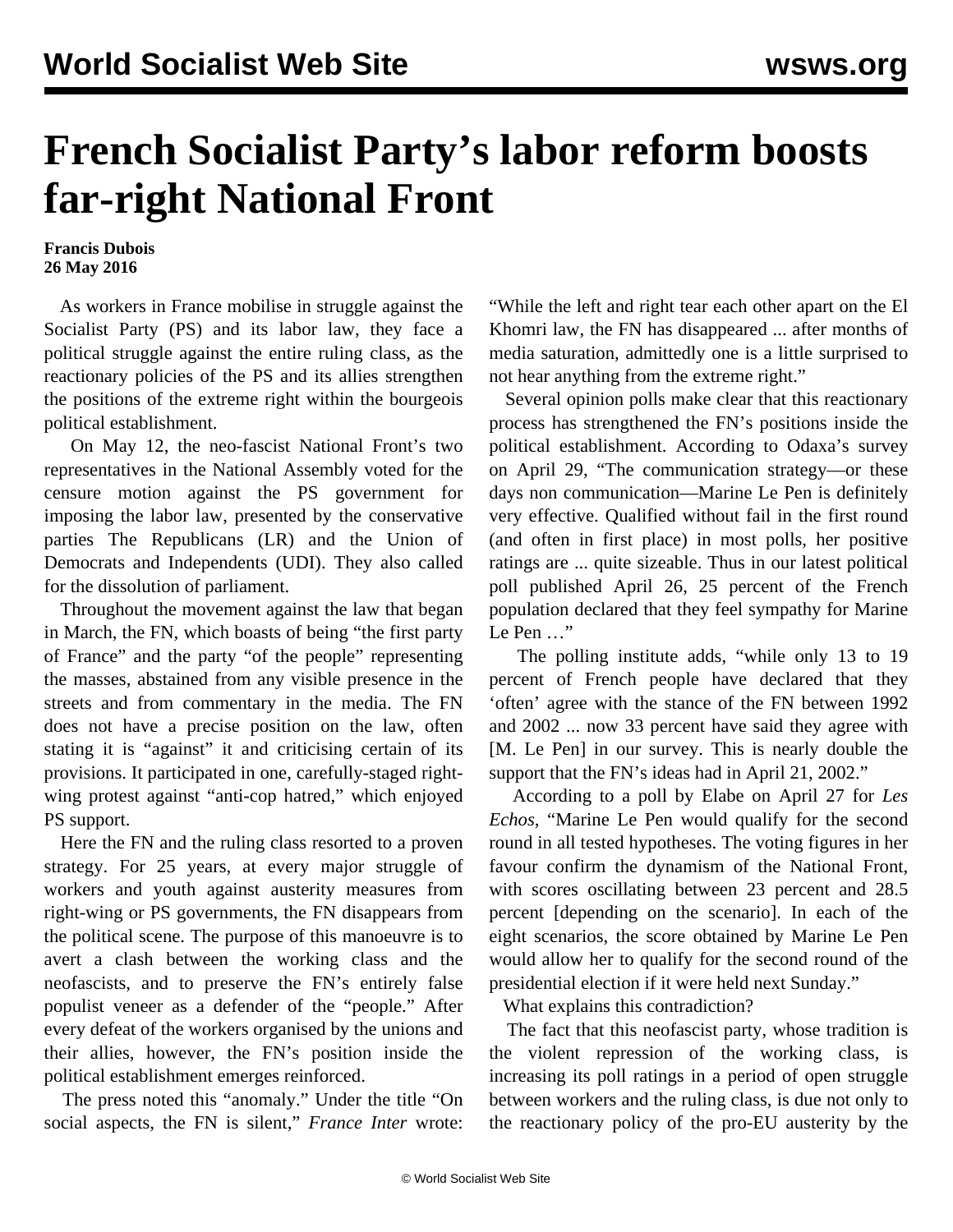# French Socialist Party's labor reform boosts far-right National Front

**Francis Dubois**
**26 May 2016**

As workers in France mobilise in struggle against the Socialist Party (PS) and its labor law, they face a political struggle against the entire ruling class, as the reactionary policies of the PS and its allies strengthen the positions of the extreme right within the bourgeois political establishment.

On May 12, the neo-fascist National Front's two representatives in the National Assembly voted for the censure motion against the PS government for imposing the labor law, presented by the conservative parties The Republicans (LR) and the Union of Democrats and Independents (UDI). They also called for the dissolution of parliament.

Throughout the movement against the law that began in March, the FN, which boasts of being "the first party of France" and the party "of the people" representing the masses, abstained from any visible presence in the streets and from commentary in the media. The FN does not have a precise position on the law, often stating it is "against" it and criticising certain of its provisions. It participated in one, carefully-staged right-wing protest against "anti-cop hatred," which enjoyed PS support.

Here the FN and the ruling class resorted to a proven strategy. For 25 years, at every major struggle of workers and youth against austerity measures from right-wing or PS governments, the FN disappears from the political scene. The purpose of this manoeuvre is to avert a clash between the working class and the neofascists, and to preserve the FN's entirely false populist veneer as a defender of the "people." After every defeat of the workers organised by the unions and their allies, however, the FN's position inside the political establishment emerges reinforced.

The press noted this "anomaly." Under the title "On social aspects, the FN is silent," *France Inter* wrote: "While the left and right tear each other apart on the El Khomri law, the FN has disappeared ... after months of media saturation, admittedly one is a little surprised to not hear anything from the extreme right."

Several opinion polls make clear that this reactionary process has strengthened the FN's positions inside the political establishment. According to Odaxa's survey on April 29, "The communication strategy—or these days non communication—Marine Le Pen is definitely very effective. Qualified without fail in the first round (and often in first place) in most polls, her positive ratings are ... quite sizeable. Thus in our latest political poll published April 26, 25 percent of the French population declared that they feel sympathy for Marine Le Pen …"

The polling institute adds, "while only 13 to 19 percent of French people have declared that they 'often' agree with the stance of the FN between 1992 and 2002 ... now 33 percent have said they agree with [M. Le Pen] in our survey. This is nearly double the support that the FN's ideas had in April 21, 2002."

According to a poll by Elabe on April 27 for *Les Echos*, "Marine Le Pen would qualify for the second round in all tested hypotheses. The voting figures in her favour confirm the dynamism of the National Front, with scores oscillating between 23 percent and 28.5 percent [depending on the scenario]. In each of the eight scenarios, the score obtained by Marine Le Pen would allow her to qualify for the second round of the presidential election if it were held next Sunday."

What explains this contradiction?

The fact that this neofascist party, whose tradition is the violent repression of the working class, is increasing its poll ratings in a period of open struggle between workers and the ruling class, is due not only to the reactionary policy of the pro-EU austerity by the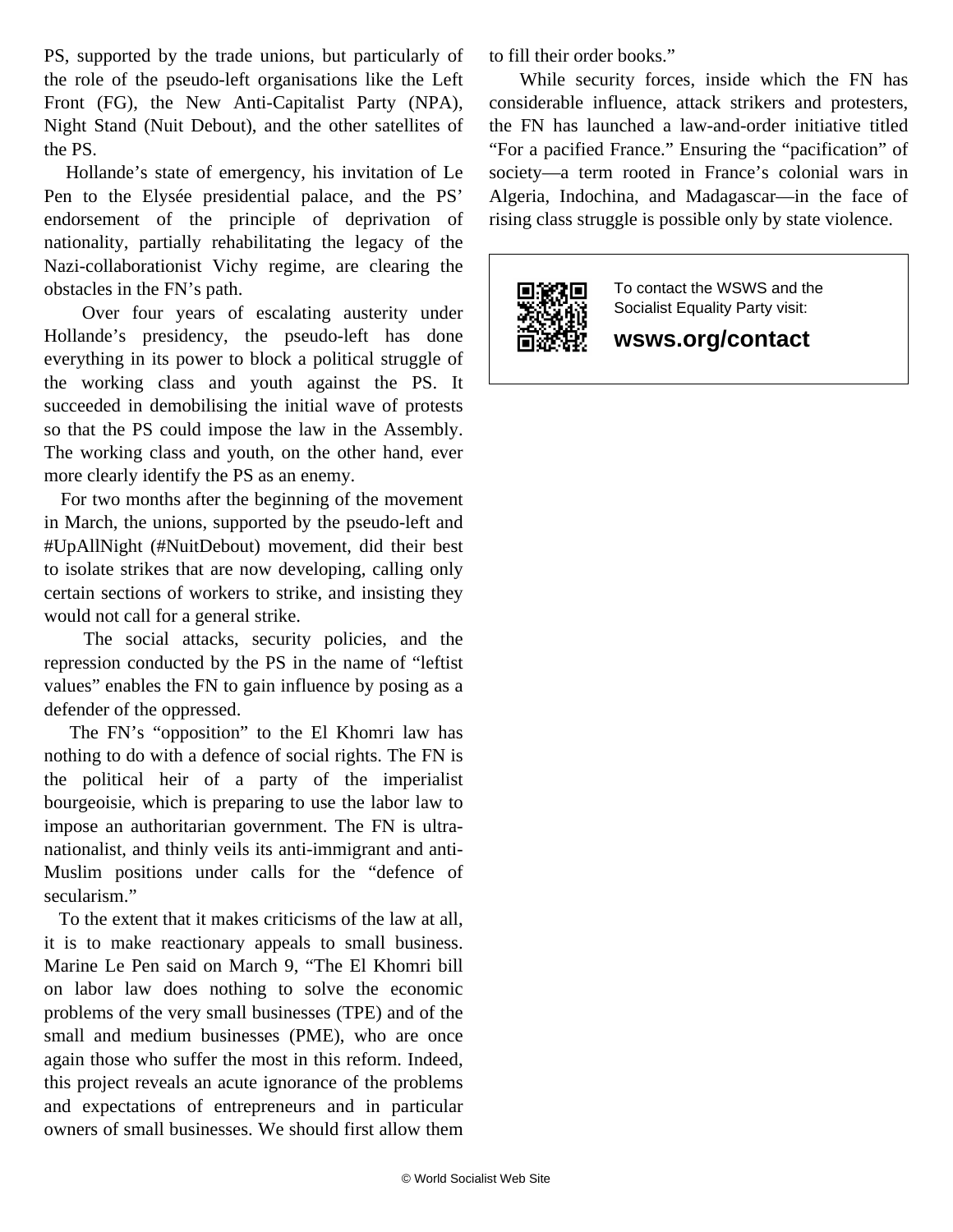PS, supported by the trade unions, but particularly of the role of the pseudo-left organisations like the Left Front (FG), the New Anti-Capitalist Party (NPA), Night Stand (Nuit Debout), and the other satellites of the PS.

Hollande's state of emergency, his invitation of Le Pen to the Elysée presidential palace, and the PS' endorsement of the principle of deprivation of nationality, partially rehabilitating the legacy of the Nazi-collaborationist Vichy regime, are clearing the obstacles in the FN's path.

Over four years of escalating austerity under Hollande's presidency, the pseudo-left has done everything in its power to block a political struggle of the working class and youth against the PS. It succeeded in demobilising the initial wave of protests so that the PS could impose the law in the Assembly. The working class and youth, on the other hand, ever more clearly identify the PS as an enemy.

For two months after the beginning of the movement in March, the unions, supported by the pseudo-left and #UpAllNight (#NuitDebout) movement, did their best to isolate strikes that are now developing, calling only certain sections of workers to strike, and insisting they would not call for a general strike.

The social attacks, security policies, and the repression conducted by the PS in the name of "leftist values" enables the FN to gain influence by posing as a defender of the oppressed.

The FN's "opposition" to the El Khomri law has nothing to do with a defence of social rights. The FN is the political heir of a party of the imperialist bourgeoisie, which is preparing to use the labor law to impose an authoritarian government. The FN is ultra-nationalist, and thinly veils its anti-immigrant and anti-Muslim positions under calls for the "defence of secularism."

To the extent that it makes criticisms of the law at all, it is to make reactionary appeals to small business. Marine Le Pen said on March 9, "The El Khomri bill on labor law does nothing to solve the economic problems of the very small businesses (TPE) and of the small and medium businesses (PME), who are once again those who suffer the most in this reform. Indeed, this project reveals an acute ignorance of the problems and expectations of entrepreneurs and in particular owners of small businesses. We should first allow them to fill their order books."

While security forces, inside which the FN has considerable influence, attack strikers and protesters, the FN has launched a law-and-order initiative titled "For a pacified France." Ensuring the "pacification" of society—a term rooted in France's colonial wars in Algeria, Indochina, and Madagascar—in the face of rising class struggle is possible only by state violence.

To contact the WSWS and the Socialist Equality Party visit:

**wsws.org/contact**